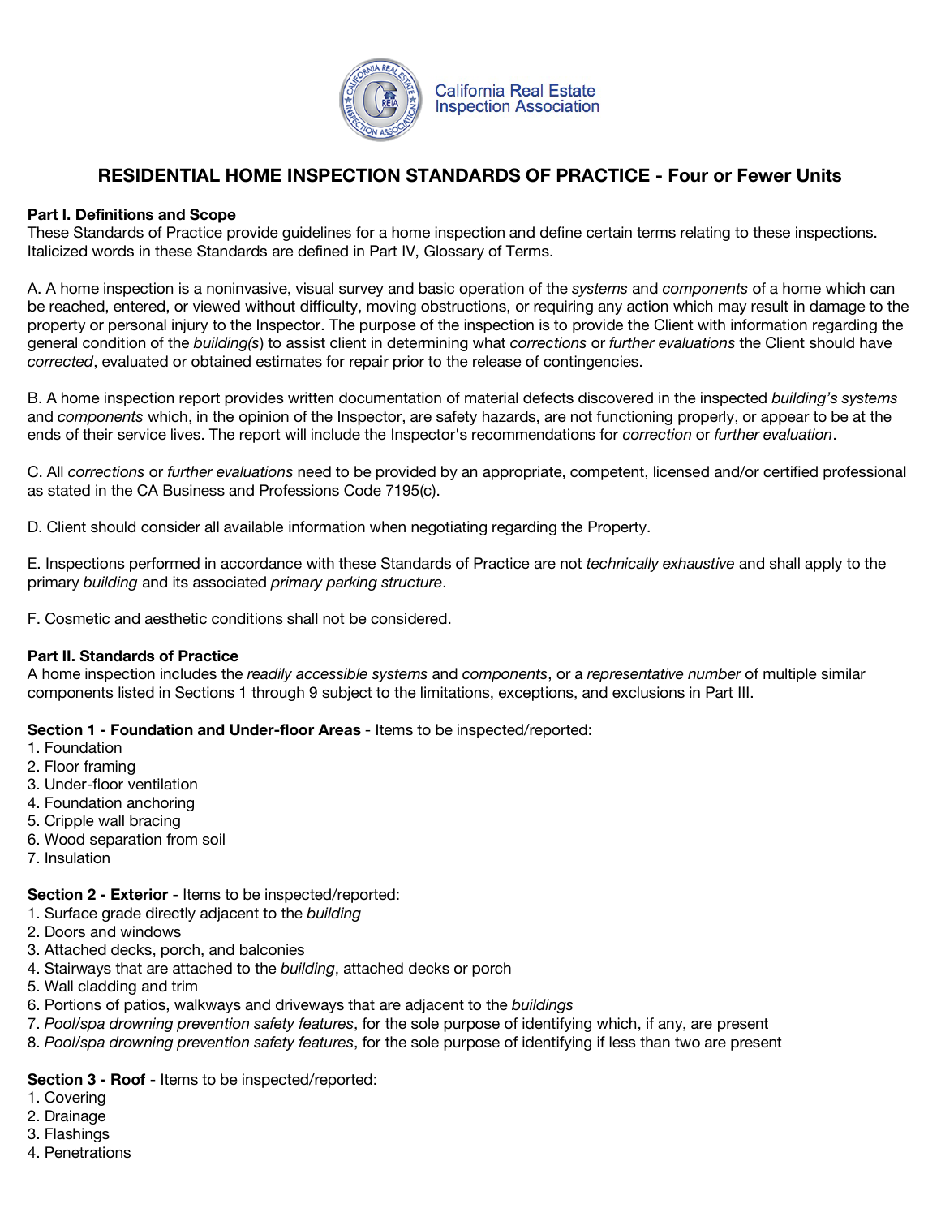California Real Estate Inspection Association

# RESIDENTIAL HOME INSPECTION STANDARDS OF PRACTICE - Four or Fewer Units

**Part I. Definitions and Scope**
These Standards of Practice provide guidelines for a home inspection and define certain terms relating to these inspections. Italicized words in these Standards are defined in Part IV, Glossary of Terms.

A. A home inspection is a noninvasive, visual survey and basic operation of the *systems* and *components* of a home which can be reached, entered, or viewed without difficulty, moving obstructions, or requiring any action which may result in damage to the property or personal injury to the Inspector. The purpose of the inspection is to provide the Client with information regarding the general condition of the *building(s)* to assist client in determining what *corrections* or *further evaluations* the Client should have *corrected*, evaluated or obtained estimates for repair prior to the release of contingencies.

B. A home inspection report provides written documentation of material defects discovered in the inspected *building's systems* and *components* which, in the opinion of the Inspector, are safety hazards, are not functioning properly, or appear to be at the ends of their service lives. The report will include the Inspector's recommendations for *correction* or *further evaluation*.

C. All *corrections* or *further evaluations* need to be provided by an appropriate, competent, licensed and/or certified professional as stated in the CA Business and Professions Code 7195(c).

D. Client should consider all available information when negotiating regarding the Property.

E. Inspections performed in accordance with these Standards of Practice are not *technically exhaustive* and shall apply to the primary *building* and its associated *primary parking structure*.

F. Cosmetic and aesthetic conditions shall not be considered.

**Part II. Standards of Practice**
A home inspection includes the *readily accessible systems* and *components*, or a *representative number* of multiple similar components listed in Sections 1 through 9 subject to the limitations, exceptions, and exclusions in Part III.

**Section 1 - Foundation and Under-floor Areas** - Items to be inspected/reported:
1. Foundation
2. Floor framing
3. Under-floor ventilation
4. Foundation anchoring
5. Cripple wall bracing
6. Wood separation from soil
7. Insulation

**Section 2 - Exterior** - Items to be inspected/reported:
1. Surface grade directly adjacent to the *building*
2. Doors and windows
3. Attached decks, porch, and balconies
4. Stairways that are attached to the *building*, attached decks or porch
5. Wall cladding and trim
6. Portions of patios, walkways and driveways that are adjacent to the *buildings*
7. *Pool/spa drowning prevention safety features*, for the sole purpose of identifying which, if any, are present
8. *Pool/spa drowning prevention safety features*, for the sole purpose of identifying if less than two are present

**Section 3 - Roof** - Items to be inspected/reported:
1. Covering
2. Drainage
3. Flashings
4. Penetrations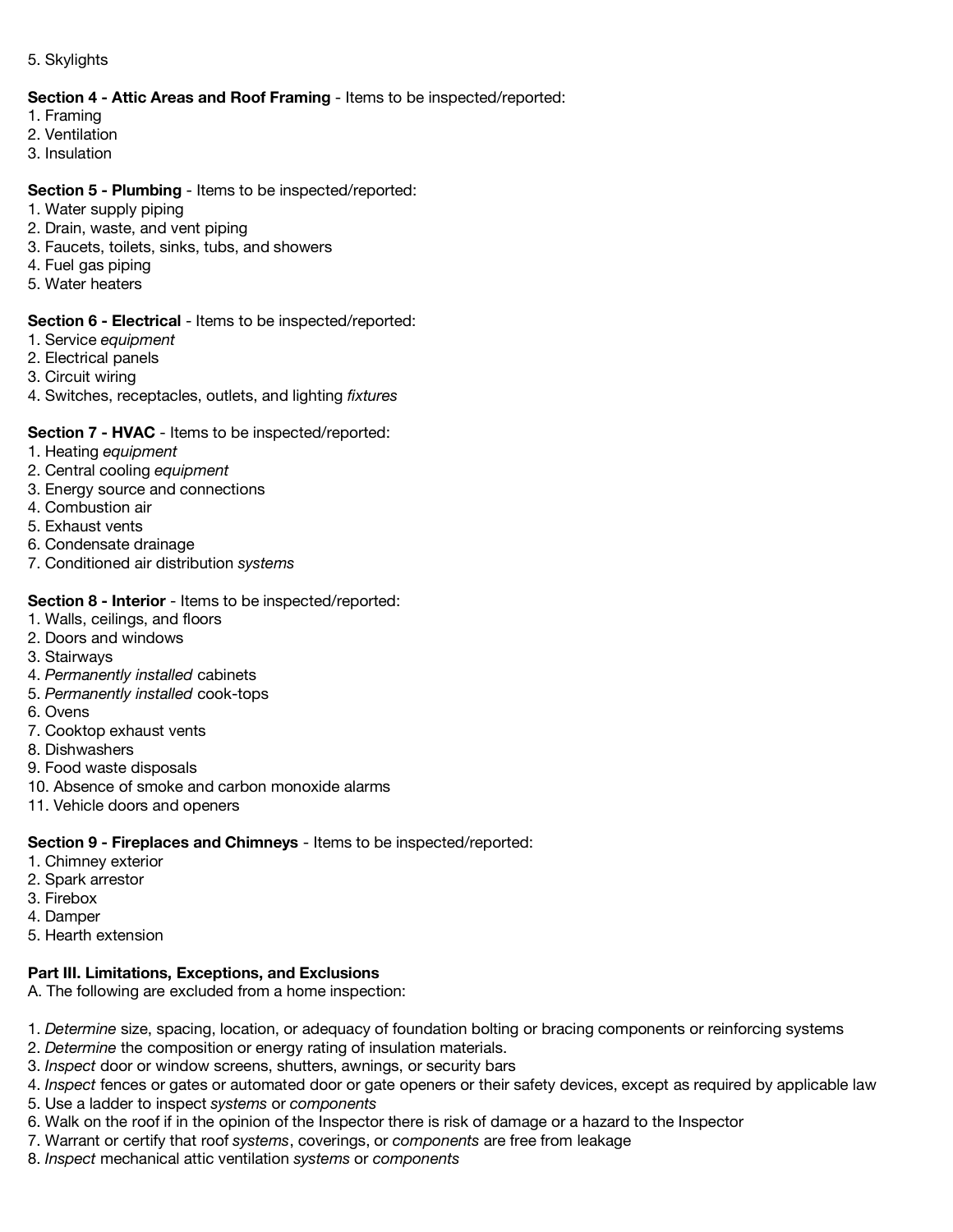5. Skylights

**Section 4 - Attic Areas and Roof Framing** - Items to be inspected/reported:
1. Framing
2. Ventilation
3. Insulation

**Section 5 - Plumbing** - Items to be inspected/reported:
1. Water supply piping
2. Drain, waste, and vent piping
3. Faucets, toilets, sinks, tubs, and showers
4. Fuel gas piping
5. Water heaters

**Section 6 - Electrical** - Items to be inspected/reported:
1. Service *equipment*
2. Electrical panels
3. Circuit wiring
4. Switches, receptacles, outlets, and lighting *fixtures*

**Section 7 - HVAC** - Items to be inspected/reported:
1. Heating *equipment*
2. Central cooling *equipment*
3. Energy source and connections
4. Combustion air
5. Exhaust vents
6. Condensate drainage
7. Conditioned air distribution *systems*

**Section 8 - Interior** - Items to be inspected/reported:
1. Walls, ceilings, and floors
2. Doors and windows
3. Stairways
4. *Permanently installed* cabinets
5. *Permanently installed* cook-tops
6. Ovens
7. Cooktop exhaust vents
8. Dishwashers
9. Food waste disposals
10. Absence of smoke and carbon monoxide alarms
11. Vehicle doors and openers

**Section 9 - Fireplaces and Chimneys** - Items to be inspected/reported:
1. Chimney exterior
2. Spark arrestor
3. Firebox
4. Damper
5. Hearth extension

**Part III. Limitations, Exceptions, and Exclusions**

A. The following are excluded from a home inspection:

1. *Determine* size, spacing, location, or adequacy of foundation bolting or bracing components or reinforcing systems
2. *Determine* the composition or energy rating of insulation materials.
3. *Inspect* door or window screens, shutters, awnings, or security bars
4. *Inspect* fences or gates or automated door or gate openers or their safety devices, except as required by applicable law
5. Use a ladder to inspect *systems* or *components*
6. Walk on the roof if in the opinion of the Inspector there is risk of damage or a hazard to the Inspector
7. Warrant or certify that roof *systems*, coverings, or *components* are free from leakage
8. *Inspect* mechanical attic ventilation *systems* or *components*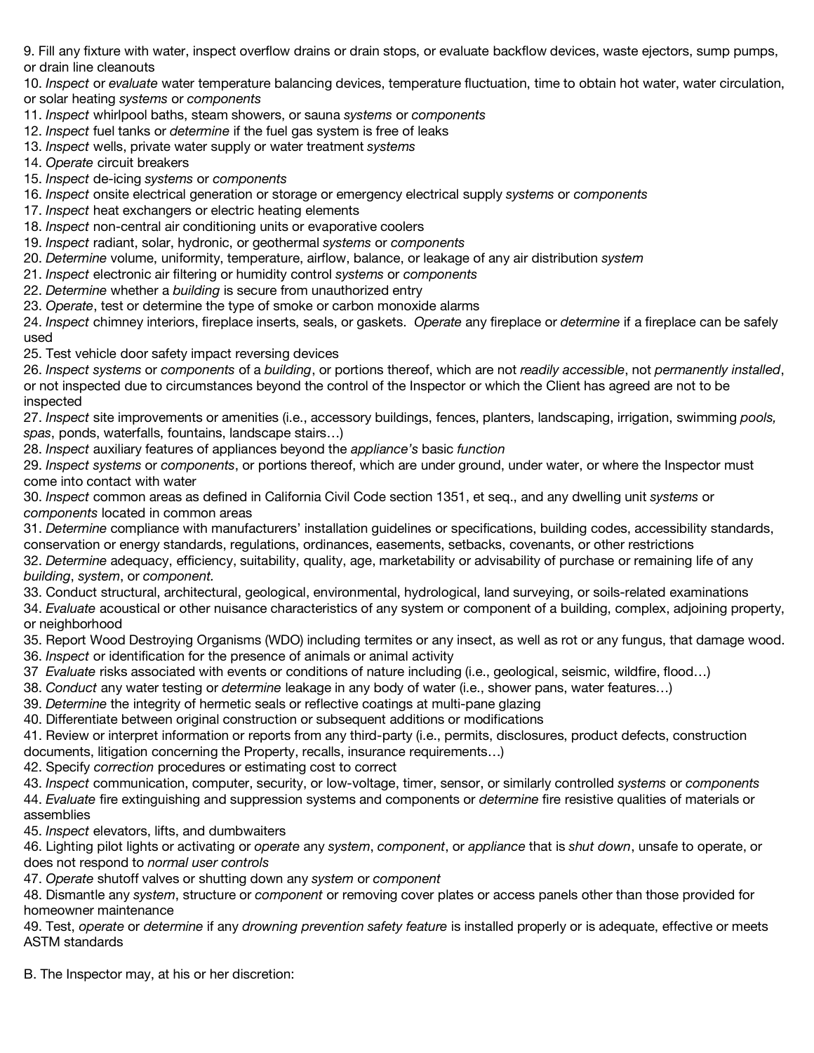9. Fill any fixture with water, inspect overflow drains or drain stops, or evaluate backflow devices, waste ejectors, sump pumps, or drain line cleanouts
10. *Inspect* or *evaluate* water temperature balancing devices, temperature fluctuation, time to obtain hot water, water circulation, or solar heating *systems* or *components*
11. *Inspect* whirlpool baths, steam showers, or sauna *systems* or *components*
12. *Inspect* fuel tanks or *determine* if the fuel gas system is free of leaks
13. *Inspect* wells, private water supply or water treatment *systems*
14. *Operate* circuit breakers
15. *Inspect* de-icing *systems* or *components*
16. *Inspect* onsite electrical generation or storage or emergency electrical supply *systems* or *components*
17. *Inspect* heat exchangers or electric heating elements
18. *Inspect* non-central air conditioning units or evaporative coolers
19. *Inspect* radiant, solar, hydronic, or geothermal *systems* or *components*
20. *Determine* volume, uniformity, temperature, airflow, balance, or leakage of any air distribution *system*
21. *Inspect* electronic air filtering or humidity control *systems* or *components*
22. *Determine* whether a *building* is secure from unauthorized entry
23. *Operate*, test or determine the type of smoke or carbon monoxide alarms
24. *Inspect* chimney interiors, fireplace inserts, seals, or gaskets. *Operate* any fireplace or *determine* if a fireplace can be safely used
25. Test vehicle door safety impact reversing devices
26. *Inspect systems* or *components* of a *building*, or portions thereof, which are not *readily accessible*, not *permanently installed*, or not inspected due to circumstances beyond the control of the Inspector or which the Client has agreed are not to be inspected
27. *Inspect* site improvements or amenities (i.e., accessory buildings, fences, planters, landscaping, irrigation, swimming *pools, spas*, ponds, waterfalls, fountains, landscape stairs…)
28. *Inspect* auxiliary features of appliances beyond the *appliance's* basic *function*
29. *Inspect systems* or *components*, or portions thereof, which are under ground, under water, or where the Inspector must come into contact with water
30. *Inspect* common areas as defined in California Civil Code section 1351, et seq., and any dwelling unit *systems* or *components* located in common areas
31. *Determine* compliance with manufacturers' installation guidelines or specifications, building codes, accessibility standards, conservation or energy standards, regulations, ordinances, easements, setbacks, covenants, or other restrictions
32. *Determine* adequacy, efficiency, suitability, quality, age, marketability or advisability of purchase or remaining life of any *building*, *system*, or *component.*
33. Conduct structural, architectural, geological, environmental, hydrological, land surveying, or soils-related examinations
34. *Evaluate* acoustical or other nuisance characteristics of any system or component of a building, complex, adjoining property, or neighborhood
35. Report Wood Destroying Organisms (WDO) including termites or any insect, as well as rot or any fungus, that damage wood.
36. *Inspect* or identification for the presence of animals or animal activity
37 *Evaluate* risks associated with events or conditions of nature including (i.e., geological, seismic, wildfire, flood…)
38. *Conduct* any water testing or *determine* leakage in any body of water (i.e., shower pans, water features…)
39. *Determine* the integrity of hermetic seals or reflective coatings at multi-pane glazing
40. Differentiate between original construction or subsequent additions or modifications
41. Review or interpret information or reports from any third-party (i.e., permits, disclosures, product defects, construction documents, litigation concerning the Property, recalls, insurance requirements…)
42. Specify *correction* procedures or estimating cost to correct
43. *Inspect* communication, computer, security, or low-voltage, timer, sensor, or similarly controlled *systems* or *components*
44. *Evaluate* fire extinguishing and suppression systems and components or *determine* fire resistive qualities of materials or assemblies
45. *Inspect* elevators, lifts, and dumbwaiters
46. Lighting pilot lights or activating or *operate* any *system*, *component*, or *appliance* that is *shut down*, unsafe to operate, or does not respond to *normal user controls*
47. *Operate* shutoff valves or shutting down any *system* or *component*
48. Dismantle any *system*, structure or *component* or removing cover plates or access panels other than those provided for homeowner maintenance
49. Test, *operate* or *determine* if any *drowning prevention safety feature* is installed properly or is adequate, effective or meets ASTM standards

B. The Inspector may, at his or her discretion: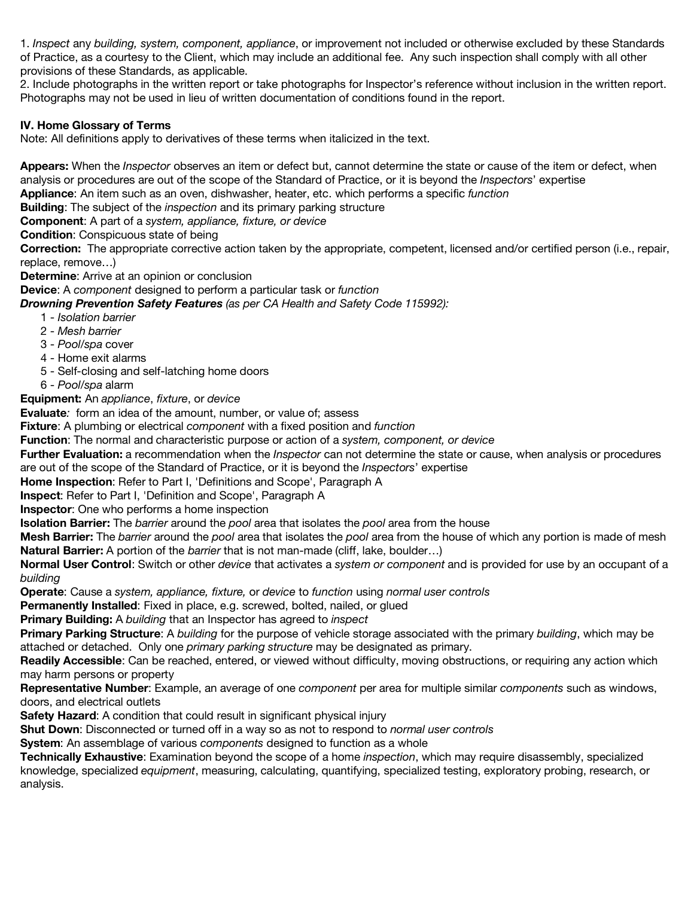1. *Inspect* any *building, system, component, appliance*, or improvement not included or otherwise excluded by these Standards of Practice, as a courtesy to the Client, which may include an additional fee. Any such inspection shall comply with all other provisions of these Standards, as applicable.
2. Include photographs in the written report or take photographs for Inspector's reference without inclusion in the written report. Photographs may not be used in lieu of written documentation of conditions found in the report.

### IV. Home Glossary of Terms

Note: All definitions apply to derivatives of these terms when italicized in the text.

**Appears:** When the *Inspector* observes an item or defect but, cannot determine the state or cause of the item or defect, when analysis or procedures are out of the scope of the Standard of Practice, or it is beyond the *Inspectors*' expertise
**Appliance**: An item such as an oven, dishwasher, heater, etc. which performs a specific *function*
**Building**: The subject of the *inspection* and its primary parking structure
**Component**: A part of a *system, appliance, fixture, or device*
**Condition**: Conspicuous state of being
**Correction:** The appropriate corrective action taken by the appropriate, competent, licensed and/or certified person (i.e., repair, replace, remove…)
**Determine**: Arrive at an opinion or conclusion
**Device**: A *component* designed to perform a particular task or *function*
***Drowning Prevention Safety Features*** *(as per CA Health and Safety Code 115992):*

1 - *Isolation barrier*
2 - *Mesh barrier*
3 - *Pool/spa* cover
4 - Home exit alarms
5 - Self-closing and self-latching home doors
6 - *Pool/spa* alarm

**Equipment:** An *appliance*, *fixture*, or *device*
**Evaluate***:* form an idea of the amount, number, or value of; assess
**Fixture**: A plumbing or electrical *component* with a fixed position and *function*
**Function**: The normal and characteristic purpose or action of a *system, component, or device*
**Further Evaluation:** a recommendation when the *Inspector* can not determine the state or cause, when analysis or procedures are out of the scope of the Standard of Practice, or it is beyond the *Inspectors*' expertise
**Home Inspection**: Refer to Part I, 'Definitions and Scope', Paragraph A
**Inspect**: Refer to Part I, 'Definition and Scope', Paragraph A
**Inspector**: One who performs a home inspection
**Isolation Barrier:** The *barrier* around the *pool* area that isolates the *pool* area from the house
**Mesh Barrier:** The *barrier* around the *pool* area that isolates the *pool* area from the house of which any portion is made of mesh
**Natural Barrier:** A portion of the *barrier* that is not man-made (cliff, lake, boulder…)
**Normal User Control**: Switch or other *device* that activates a *system or component* and is provided for use by an occupant of a *building*
**Operate**: Cause a *system, appliance, fixture,* or *device* to *function* using *normal user controls*
**Permanently Installed**: Fixed in place, e.g. screwed, bolted, nailed, or glued
**Primary Building:** A *building* that an Inspector has agreed to *inspect*
**Primary Parking Structure**: A *building* for the purpose of vehicle storage associated with the primary *building*, which may be attached or detached. Only one *primary parking structure* may be designated as primary.
**Readily Accessible**: Can be reached, entered, or viewed without difficulty, moving obstructions, or requiring any action which may harm persons or property
**Representative Number**: Example, an average of one *component* per area for multiple similar *components* such as windows, doors, and electrical outlets
**Safety Hazard**: A condition that could result in significant physical injury
**Shut Down**: Disconnected or turned off in a way so as not to respond to *normal user controls*
**System**: An assemblage of various *components* designed to function as a whole
**Technically Exhaustive**: Examination beyond the scope of a home *inspection*, which may require disassembly, specialized knowledge, specialized *equipment*, measuring, calculating, quantifying, specialized testing, exploratory probing, research, or analysis.